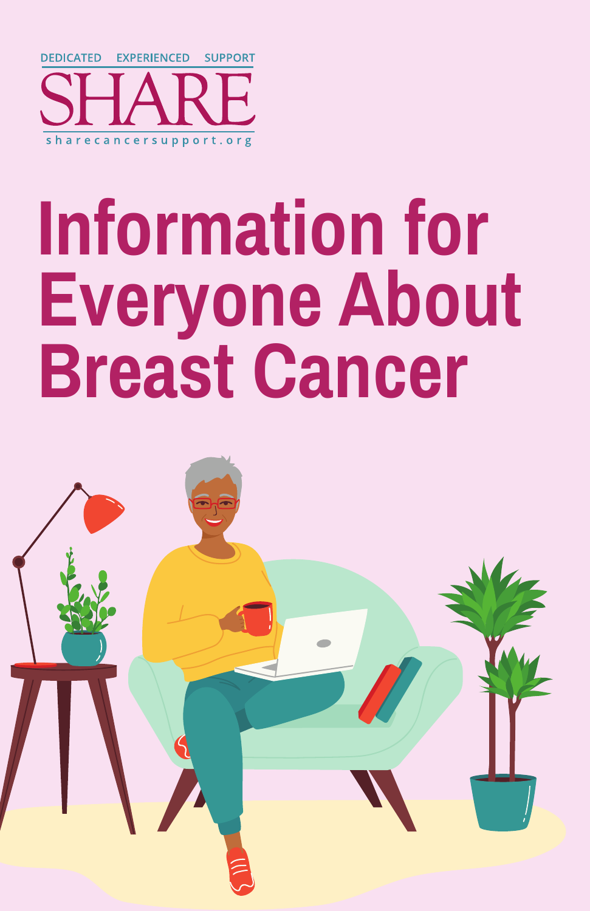DEDICATED EXPERIENCED SUPPORT

SHARE

sharecancersupport.org

# Information for Everyone About Breast Cancer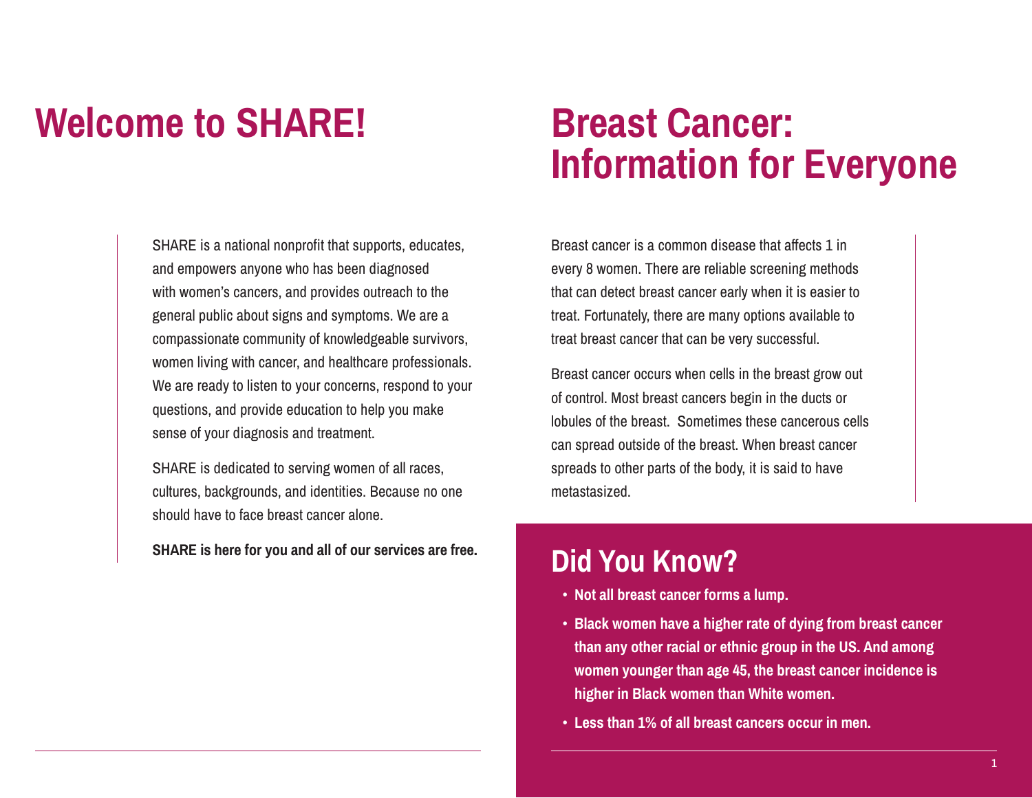# Welcome to SHARE!

SHARE is a national nonprofit that supports, educates, and empowers anyone who has been diagnosed with women's cancers, and provides outreach to the general public about signs and symptoms. We are a compassionate community of knowledgeable survivors, women living with cancer, and healthcare professionals. We are ready to listen to your concerns, respond to your questions, and provide education to help you make sense of your diagnosis and treatment.

SHARE is dedicated to serving women of all races, cultures, backgrounds, and identities. Because no one should have to face breast cancer alone.

**SHARE is here for you and all of our services are free.**

# Breast Cancer: Information for Everyone

Breast cancer is a common disease that affects 1 in every 8 women. There are reliable screening methods that can detect breast cancer early when it is easier to treat. Fortunately, there are many options available to treat breast cancer that can be very successful.

Breast cancer occurs when cells in the breast grow out of control. Most breast cancers begin in the ducts or lobules of the breast. Sometimes these cancerous cells can spread outside of the breast. When breast cancer spreads to other parts of the body, it is said to have metastasized.

## Did You Know?

- **Not all breast cancer forms a lump.**
- **Black women have a higher rate of dying from breast cancer than any other racial or ethnic group in the US. And among women younger than age 45, the breast cancer incidence is higher in Black women than White women.**
- **Less than 1% of all breast cancers occur in men.**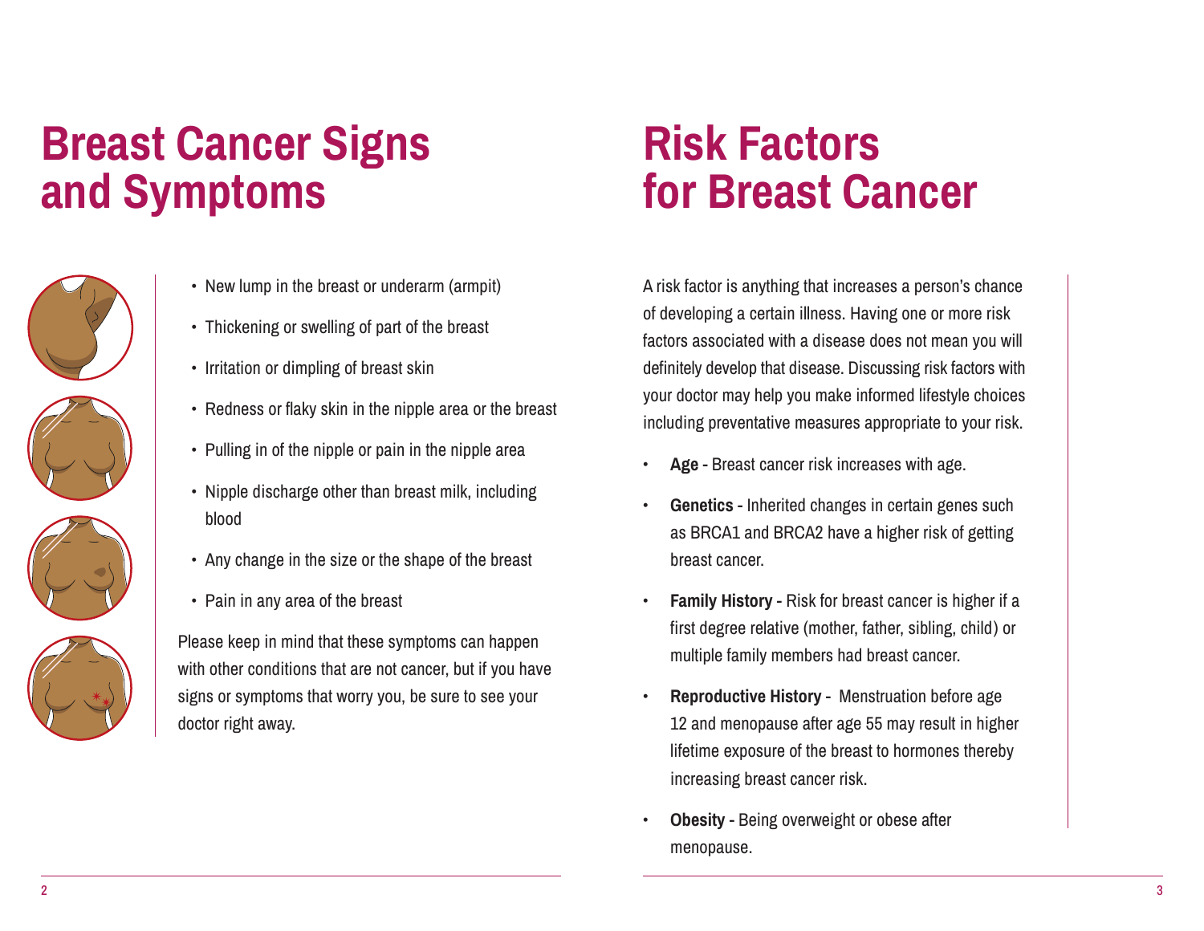# Breast Cancer Signs and Symptoms

- New lump in the breast or underarm (armpit)
- Thickening or swelling of part of the breast
- Irritation or dimpling of breast skin
- Redness or flaky skin in the nipple area or the breast
- Pulling in of the nipple or pain in the nipple area
- Nipple discharge other than breast milk, including blood
- Any change in the size or the shape of the breast
- Pain in any area of the breast

Please keep in mind that these symptoms can happen with other conditions that are not cancer, but if you have signs or symptoms that worry you, be sure to see your doctor right away.

# Risk Factors for Breast Cancer

A risk factor is anything that increases a person's chance of developing a certain illness. Having one or more risk factors associated with a disease does not mean you will definitely develop that disease. Discussing risk factors with your doctor may help you make informed lifestyle choices including preventative measures appropriate to your risk.

- **Age -** Breast cancer risk increases with age.
- **Genetics -** Inherited changes in certain genes such as BRCA1 and BRCA2 have a higher risk of getting breast cancer.
- **Family History -** Risk for breast cancer is higher if a first degree relative (mother, father, sibling, child) or multiple family members had breast cancer.
- **Reproductive History -** Menstruation before age 12 and menopause after age 55 may result in higher lifetime exposure of the breast to hormones thereby increasing breast cancer risk.
- **Obesity -** Being overweight or obese after menopause.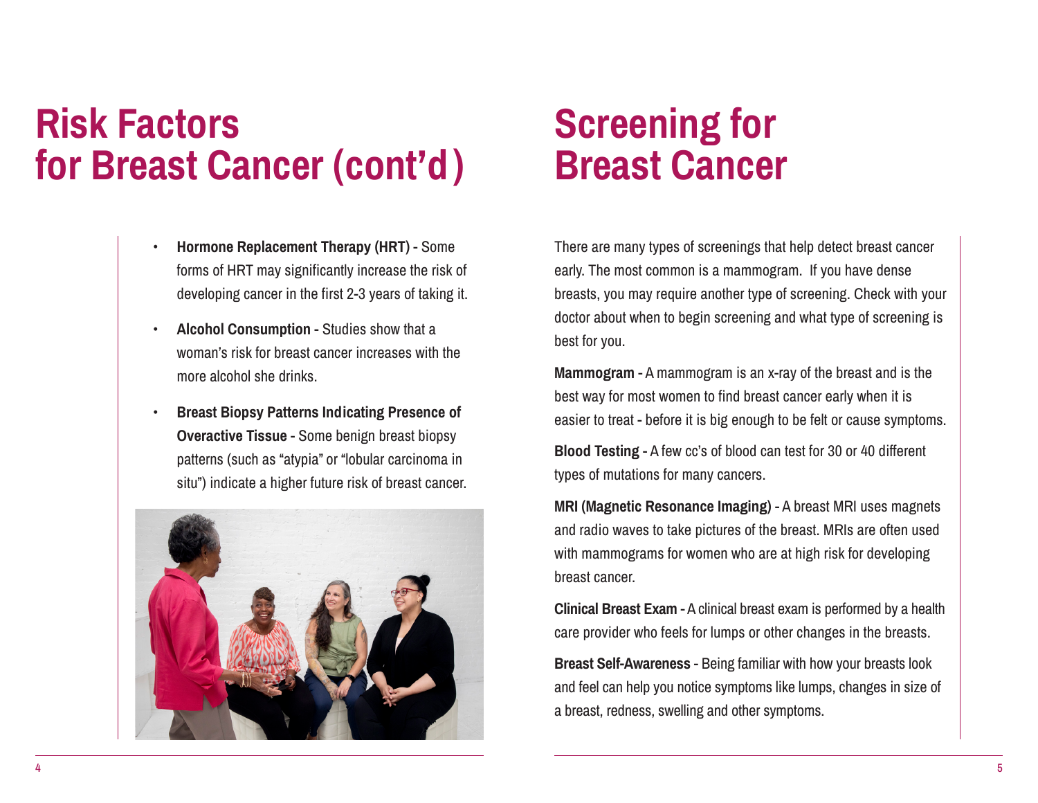# Risk Factors for Breast Cancer (cont'd)

- **Hormone Replacement Therapy (HRT)** - Some forms of HRT may significantly increase the risk of developing cancer in the first 2-3 years of taking it.
- **Alcohol Consumption** - Studies show that a woman's risk for breast cancer increases with the more alcohol she drinks.
- **Breast Biopsy Patterns Indicating Presence of Overactive Tissue** - Some benign breast biopsy patterns (such as "atypia" or "lobular carcinoma in situ") indicate a higher future risk of breast cancer.

# Screening for Breast Cancer

There are many types of screenings that help detect breast cancer early. The most common is a mammogram. If you have dense breasts, you may require another type of screening. Check with your doctor about when to begin screening and what type of screening is best for you.

**Mammogram** - A mammogram is an x-ray of the breast and is the best way for most women to find breast cancer early when it is easier to treat - before it is big enough to be felt or cause symptoms.

**Blood Testing** - A few cc's of blood can test for 30 or 40 different types of mutations for many cancers.

**MRI (Magnetic Resonance Imaging)** - A breast MRI uses magnets and radio waves to take pictures of the breast. MRIs are often used with mammograms for women who are at high risk for developing breast cancer.

**Clinical Breast Exam** - A clinical breast exam is performed by a health care provider who feels for lumps or other changes in the breasts.

**Breast Self-Awareness** - Being familiar with how your breasts look and feel can help you notice symptoms like lumps, changes in size of a breast, redness, swelling and other symptoms.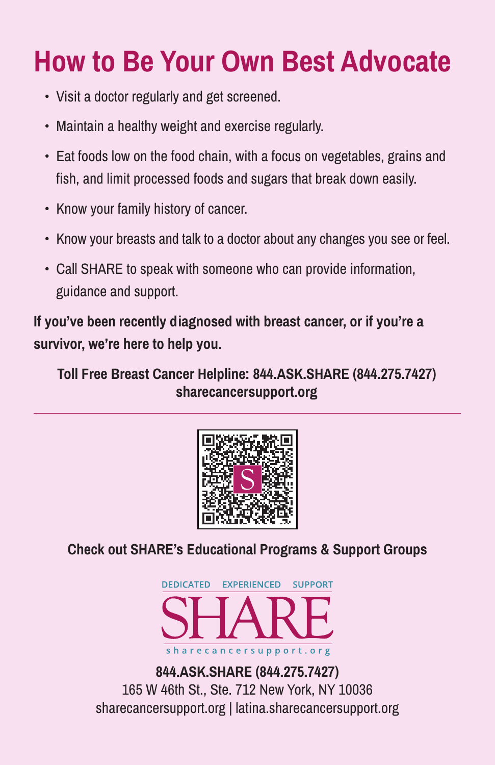# How to Be Your Own Best Advocate

- Visit a doctor regularly and get screened.
- Maintain a healthy weight and exercise regularly.
- Eat foods low on the food chain, with a focus on vegetables, grains and fish, and limit processed foods and sugars that break down easily.
- Know your family history of cancer.
- Know your breasts and talk to a doctor about any changes you see or feel.
- Call SHARE to speak with someone who can provide information, guidance and support.

**If you've been recently diagnosed with breast cancer, or if you're a survivor, we're here to help you.**

**Toll Free Breast Cancer Helpline: 844.ASK.SHARE (844.275.7427)**
**sharecancersupport.org**

---

**Check out SHARE's Educational Programs & Support Groups**

DEDICATED EXPERIENCED SUPPORT

SHARE

sharecancersupport.org

**844.ASK.SHARE (844.275.7427)**
165 W 46th St., Ste. 712 New York, NY 10036
sharecancersupport.org | latina.sharecancersupport.org